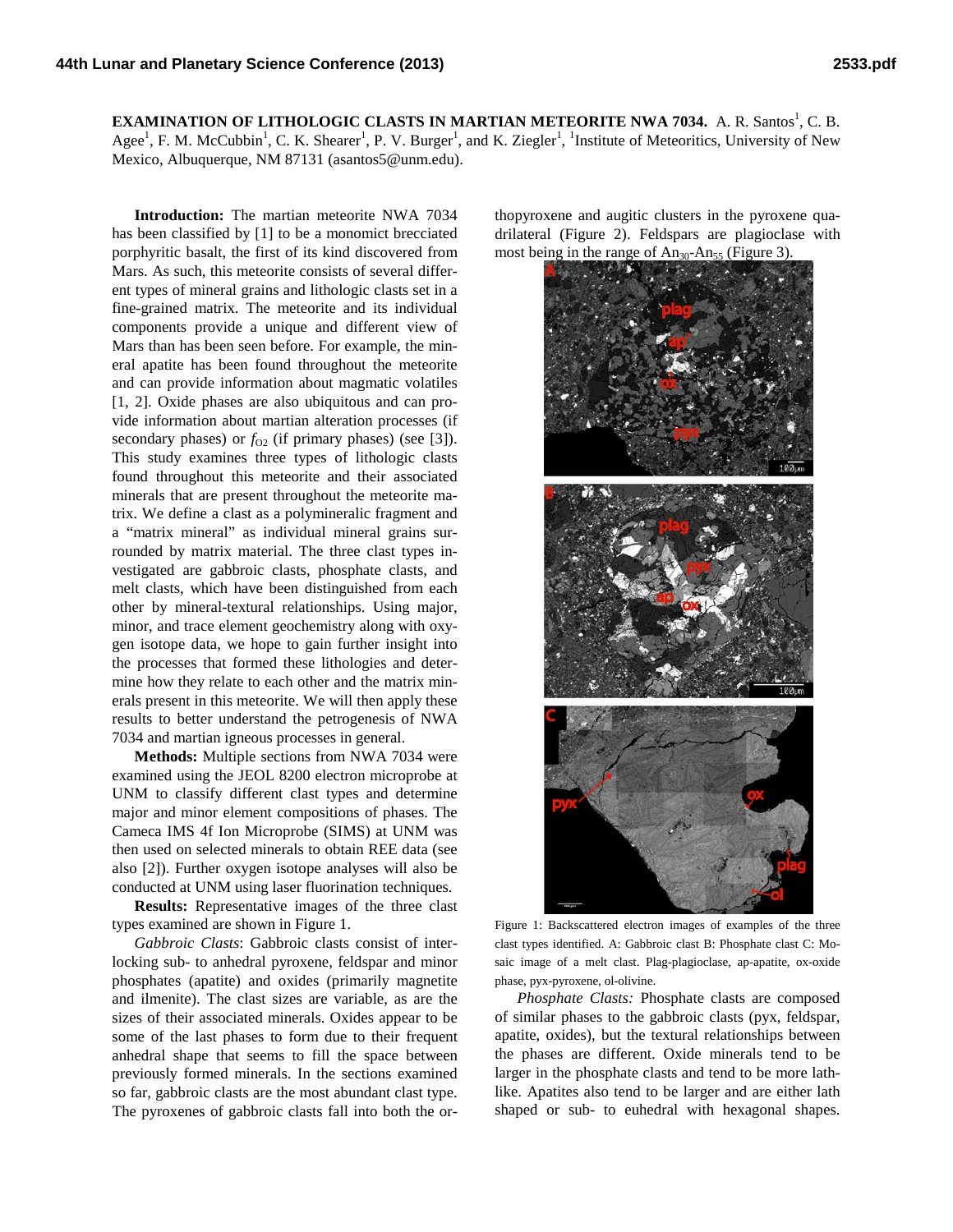**EXAMINATION OF LITHOLOGIC CLASTS IN MARTIAN METEORITE NWA 7034.** A. R. Santos[1], C. B. Agee[1], F. M. McCubbin[1], C. K. Shearer[1], P. V. Burger[1], and K. Ziegler[1], [1]Institute of Meteoritics, University of New Mexico, Albuquerque, NM 87131 (asantos5@unm.edu).

**Introduction:** The martian meteorite NWA 7034 has been classified by [1] to be a monomict brecciated porphyritic basalt, the first of its kind discovered from Mars. As such, this meteorite consists of several different types of mineral grains and lithologic clasts set in a fine-grained matrix. The meteorite and its individual components provide a unique and different view of Mars than has been seen before. For example, the mineral apatite has been found throughout the meteorite and can provide information about magmatic volatiles [1, 2]. Oxide phases are also ubiquitous and can provide information about martian alteration processes (if secondary phases) or $f_{O2}$ (if primary phases) (see [3]). This study examines three types of lithologic clasts found throughout this meteorite and their associated minerals that are present throughout the meteorite matrix. We define a clast as a polymineralic fragment and a "matrix mineral" as individual mineral grains surrounded by matrix material. The three clast types investigated are gabbroic clasts, phosphate clasts, and melt clasts, which have been distinguished from each other by mineral-textural relationships. Using major, minor, and trace element geochemistry along with oxygen isotope data, we hope to gain further insight into the processes that formed these lithologies and determine how they relate to each other and the matrix minerals present in this meteorite. We will then apply these results to better understand the petrogenesis of NWA 7034 and martian igneous processes in general.

**Methods:** Multiple sections from NWA 7034 were examined using the JEOL 8200 electron microprobe at UNM to classify different clast types and determine major and minor element compositions of phases. The Cameca IMS 4f Ion Microprobe (SIMS) at UNM was then used on selected minerals to obtain REE data (see also [2]). Further oxygen isotope analyses will also be conducted at UNM using laser fluorination techniques.

**Results:** Representative images of the three clast types examined are shown in Figure 1.

*Gabbroic Clasts*: Gabbroic clasts consist of interlocking sub- to anhedral pyroxene, feldspar and minor phosphates (apatite) and oxides (primarily magnetite and ilmenite). The clast sizes are variable, as are the sizes of their associated minerals. Oxides appear to be some of the last phases to form due to their frequent anhedral shape that seems to fill the space between previously formed minerals. In the sections examined so far, gabbroic clasts are the most abundant clast type. The pyroxenes of gabbroic clasts fall into both the orthopyroxene and augitic clusters in the pyroxene quadrilateral (Figure 2). Feldspars are plagioclase with most being in the range of $An_{30}$-$An_{55}$ (Figure 3).

Figure 1: Backscattered electron images of examples of the three clast types identified. A: Gabbroic clast B: Phosphate clast C: Mosaic image of a melt clast. Plag-plagioclase, ap-apatite, ox-oxide phase, pyx-pyroxene, ol-olivine.

*Phosphate Clasts:* Phosphate clasts are composed of similar phases to the gabbroic clasts (pyx, feldspar, apatite, oxides), but the textural relationships between the phases are different. Oxide minerals tend to be larger in the phosphate clasts and tend to be more lath-like. Apatites also tend to be larger and are either lath shaped or sub- to euhedral with hexagonal shapes.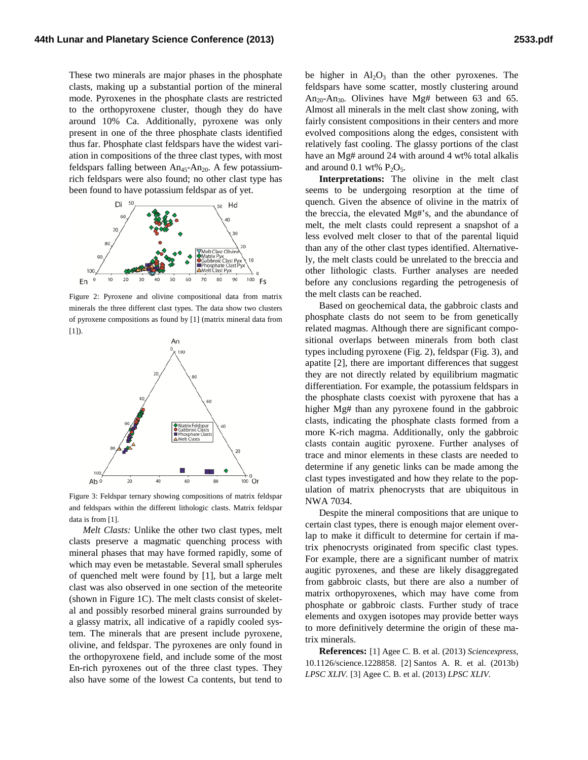These two minerals are major phases in the phosphate clasts, making up a substantial portion of the mineral mode. Pyroxenes in the phosphate clasts are restricted to the orthopyroxene cluster, though they do have around 10% Ca. Additionally, pyroxene was only present in one of the three phosphate clasts identified thus far. Phosphate clast feldspars have the widest variation in compositions of the three clast types, with most feldspars falling between $An_{45}$-$An_{20}$. A few potassium-rich feldspars were also found; no other clast type has been found to have potassium feldspar as of yet.

Di
Hd
En
Fs
50
60
70
80
90
100
0
10
20
30
40
50
60
70
80
90
100
40
30
20
10
0
Melt Clast Olivine
Matrix Pyx
Gabbroic Clast Pyx
Phosphate Clast Pyx
Melt Clast Pyx

Figure 2: Pyroxene and olivine compositional data from matrix minerals the three different clast types. The data show two clusters of pyroxene compositions as found by [1] (matrix mineral data from [1]).

An
Ab
Or
0
20
40
60
80
100
100
80
60
40
20
0
Matrix Feldspar
Gabbroic Clasts
Phosphate Clasts
Melt Clasts

Figure 3: Feldspar ternary showing compositions of matrix feldspar and feldspars within the different lithologic clasts. Matrix feldspar data is from [1].

*Melt Clasts:* Unlike the other two clast types, melt clasts preserve a magmatic quenching process with mineral phases that may have formed rapidly, some of which may even be metastable. Several small spherules of quenched melt were found by [1], but a large melt clast was also observed in one section of the meteorite (shown in Figure 1C). The melt clasts consist of skeletal and possibly resorbed mineral grains surrounded by a glassy matrix, all indicative of a rapidly cooled system. The minerals that are present include pyroxene, olivine, and feldspar. The pyroxenes are only found in the orthopyroxene field, and include some of the most En-rich pyroxenes out of the three clast types. They also have some of the lowest Ca contents, but tend to be higher in $Al_2O_3$ than the other pyroxenes. The feldspars have some scatter, mostly clustering around $An_{20}$-$An_{30}$. Olivines have Mg# between 63 and 65. Almost all minerals in the melt clast show zoning, with fairly consistent compositions in their centers and more evolved compositions along the edges, consistent with relatively fast cooling. The glassy portions of the clast have an Mg# around 24 with around 4 wt% total alkalis and around 0.1 wt% $P_2O_5$.

**Interpretations:** The olivine in the melt clast seems to be undergoing resorption at the time of quench. Given the absence of olivine in the matrix of the breccia, the elevated Mg#'s, and the abundance of melt, the melt clasts could represent a snapshot of a less evolved melt closer to that of the parental liquid than any of the other clast types identified. Alternatively, the melt clasts could be unrelated to the breccia and other lithologic clasts. Further analyses are needed before any conclusions regarding the petrogenesis of the melt clasts can be reached.

Based on geochemical data, the gabbroic clasts and phosphate clasts do not seem to be from genetically related magmas. Although there are significant compositional overlaps between minerals from both clast types including pyroxene (Fig. 2), feldspar (Fig. 3), and apatite [2], there are important differences that suggest they are not directly related by equilibrium magmatic differentiation. For example, the potassium feldspars in the phosphate clasts coexist with pyroxene that has a higher Mg# than any pyroxene found in the gabbroic clasts, indicating the phosphate clasts formed from a more K-rich magma. Additionally, only the gabbroic clasts contain augitic pyroxene. Further analyses of trace and minor elements in these clasts are needed to determine if any genetic links can be made among the clast types investigated and how they relate to the population of matrix phenocrysts that are ubiquitous in NWA 7034.

Despite the mineral compositions that are unique to certain clast types, there is enough major element overlap to make it difficult to determine for certain if matrix phenocrysts originated from specific clast types. For example, there are a significant number of matrix augitic pyroxenes, and these are likely disaggregated from gabbroic clasts, but there are also a number of matrix orthopyroxenes, which may have come from phosphate or gabbroic clasts. Further study of trace elements and oxygen isotopes may provide better ways to more definitively determine the origin of these matrix minerals.

**References:** [1] Agee C. B. et al. (2013) *Sciencexpress,* 10.1126/science.1228858. [2] Santos A. R. et al. (2013b) *LPSC XLIV.* [3] Agee C. B. et al. (2013) *LPSC XLIV.*